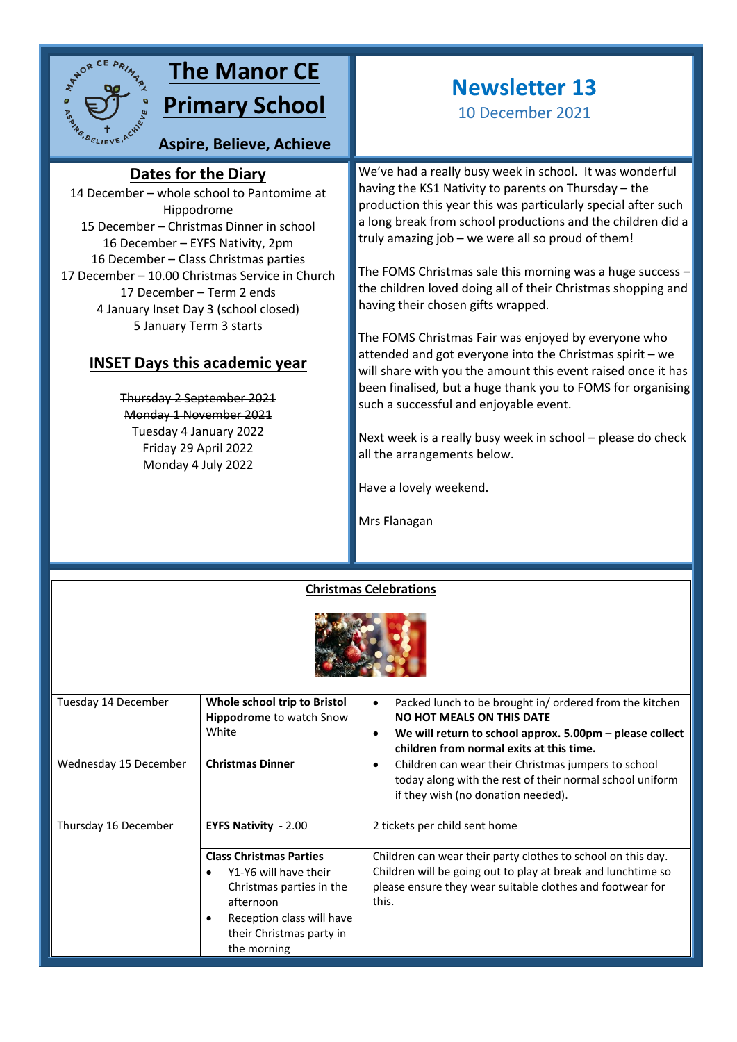# The Manor CE Primary School

**Aspire, Believe, Achieve**

## Newsletter 13

10 December 2021

## Dates for the Diary

14 December – whole school to Pantomime at Hippodrome
15 December – Christmas Dinner in school
16 December – EYFS Nativity, 2pm
16 December – Class Christmas parties
17 December – 10.00 Christmas Service in Church
17 December – Term 2 ends
4 January Inset Day 3 (school closed)
5 January Term 3 starts

## INSET Days this academic year

~~Thursday 2 September 2021~~
~~Monday 1 November 2021~~
Tuesday 4 January 2022
Friday 29 April 2022
Monday 4 July 2022

We've had a really busy week in school. It was wonderful having the KS1 Nativity to parents on Thursday – the production this year this was particularly special after such a long break from school productions and the children did a truly amazing job – we were all so proud of them!

The FOMS Christmas sale this morning was a huge success – the children loved doing all of their Christmas shopping and having their chosen gifts wrapped.

The FOMS Christmas Fair was enjoyed by everyone who attended and got everyone into the Christmas spirit – we will share with you the amount this event raised once it has been finalised, but a huge thank you to FOMS for organising such a successful and enjoyable event.

Next week is a really busy week in school – please do check all the arrangements below.

Have a lovely weekend.

Mrs Flanagan

## Christmas Celebrations

| | | |
|---|---|---|
| Tuesday 14 December | **Whole school trip to Bristol Hippodrome** to watch Snow White | • Packed lunch to be brought in/ ordered from the kitchen **NO HOT MEALS ON THIS DATE**<br>• **We will return to school approx. 5.00pm – please collect children from normal exits at this time.** |
| Wednesday 15 December | **Christmas Dinner** | • Children can wear their Christmas jumpers to school today along with the rest of their normal school uniform if they wish (no donation needed). |
| Thursday 16 December | **EYFS Nativity** - 2.00 | 2 tickets per child sent home |
| | **Class Christmas Parties**<br>• Y1-Y6 will have their Christmas parties in the afternoon<br>• Reception class will have their Christmas party in the morning | Children can wear their party clothes to school on this day. Children will be going out to play at break and lunchtime so please ensure they wear suitable clothes and footwear for this. |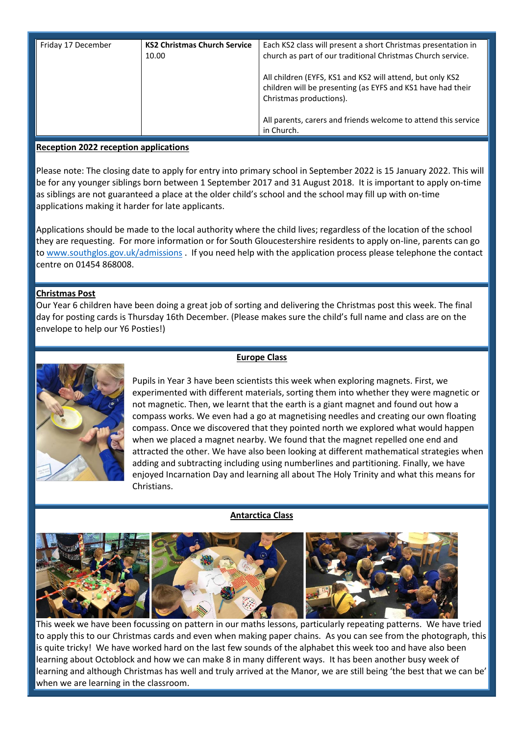| Friday 17 December | **KS2 Christmas Church Service** 10.00 | Each KS2 class will present a short Christmas presentation in church as part of our traditional Christmas Church service.<br><br>All children (EYFS, KS1 and KS2 will attend, but only KS2 children will be presenting (as EYFS and KS1 have had their Christmas productions).<br><br>All parents, carers and friends welcome to attend this service in Church. |
|---|---|---|

**Reception 2022 reception applications**

Please note: The closing date to apply for entry into primary school in September 2022 is 15 January 2022. This will be for any younger siblings born between 1 September 2017 and 31 August 2018. It is important to apply on-time as siblings are not guaranteed a place at the older child's school and the school may fill up with on-time applications making it harder for late applicants.

Applications should be made to the local authority where the child lives; regardless of the location of the school they are requesting. For more information or for South Gloucestershire residents to apply on-line, parents can go to www.southglos.gov.uk/admissions . If you need help with the application process please telephone the contact centre on 01454 868008.

**Christmas Post**

Our Year 6 children have been doing a great job of sorting and delivering the Christmas post this week. The final day for posting cards is Thursday 16th December. (Please makes sure the child's full name and class are on the envelope to help our Y6 Posties!)

**Europe Class**

Pupils in Year 3 have been scientists this week when exploring magnets. First, we experimented with different materials, sorting them into whether they were magnetic or not magnetic. Then, we learnt that the earth is a giant magnet and found out how a compass works. We even had a go at magnetising needles and creating our own floating compass. Once we discovered that they pointed north we explored what would happen when we placed a magnet nearby. We found that the magnet repelled one end and attracted the other. We have also been looking at different mathematical strategies when adding and subtracting including using numberlines and partitioning. Finally, we have enjoyed Incarnation Day and learning all about The Holy Trinity and what this means for Christians.

**Antarctica Class**

This week we have been focussing on pattern in our maths lessons, particularly repeating patterns. We have tried to apply this to our Christmas cards and even when making paper chains. As you can see from the photograph, this is quite tricky! We have worked hard on the last few sounds of the alphabet this week too and have also been learning about Octoblock and how we can make 8 in many different ways. It has been another busy week of learning and although Christmas has well and truly arrived at the Manor, we are still being 'the best that we can be' when we are learning in the classroom.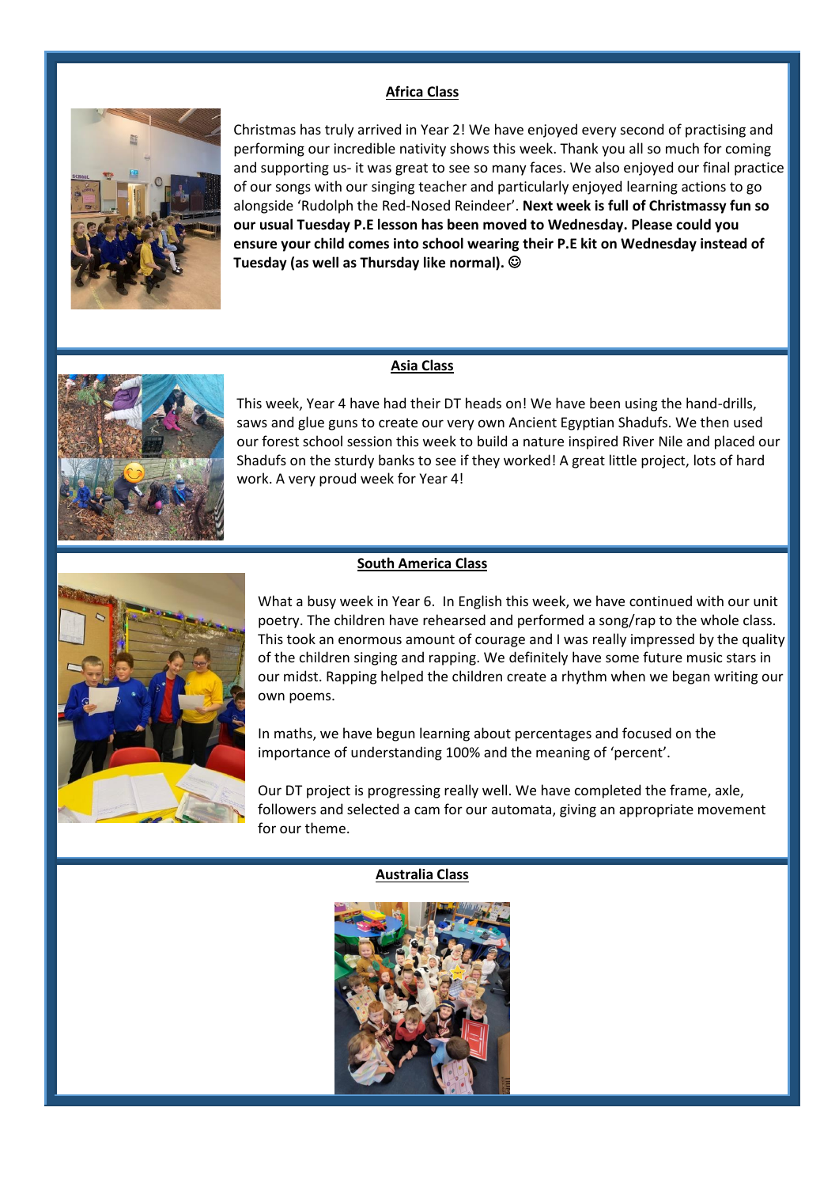## Africa Class

Christmas has truly arrived in Year 2! We have enjoyed every second of practising and performing our incredible nativity shows this week. Thank you all so much for coming and supporting us- it was great to see so many faces. We also enjoyed our final practice of our songs with our singing teacher and particularly enjoyed learning actions to go alongside 'Rudolph the Red-Nosed Reindeer'. **Next week is full of Christmassy fun so our usual Tuesday P.E lesson has been moved to Wednesday. Please could you ensure your child comes into school wearing their P.E kit on Wednesday instead of Tuesday (as well as Thursday like normal). ☺**

## Asia Class

This week, Year 4 have had their DT heads on! We have been using the hand-drills, saws and glue guns to create our very own Ancient Egyptian Shadufs. We then used our forest school session this week to build a nature inspired River Nile and placed our Shadufs on the sturdy banks to see if they worked! A great little project, lots of hard work. A very proud week for Year 4!

## South America Class

What a busy week in Year 6. In English this week, we have continued with our unit poetry. The children have rehearsed and performed a song/rap to the whole class. This took an enormous amount of courage and I was really impressed by the quality of the children singing and rapping. We definitely have some future music stars in our midst. Rapping helped the children create a rhythm when we began writing our own poems.

In maths, we have begun learning about percentages and focused on the importance of understanding 100% and the meaning of 'percent'.

Our DT project is progressing really well. We have completed the frame, axle, followers and selected a cam for our automata, giving an appropriate movement for our theme.

## Australia Class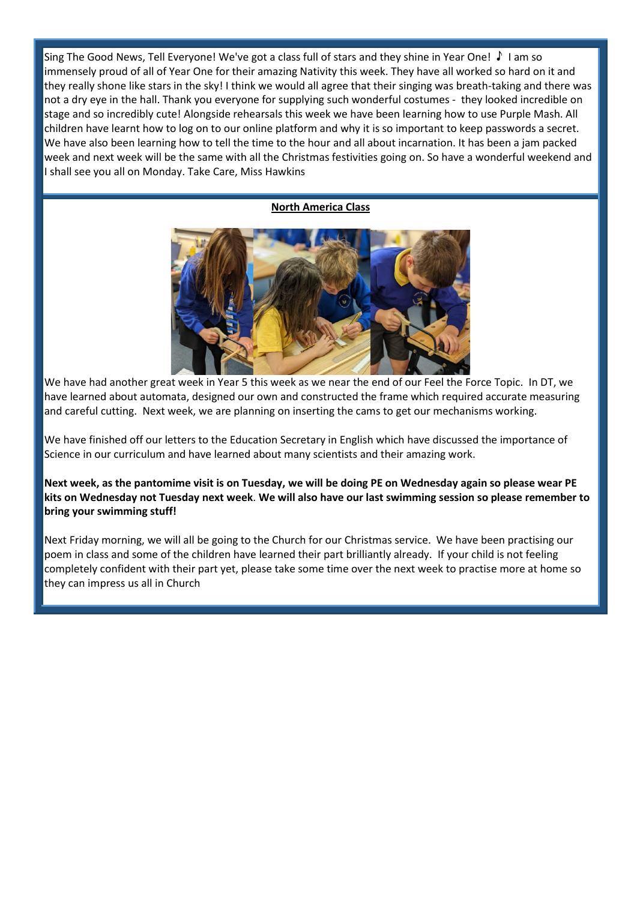Sing The Good News, Tell Everyone! We've got a class full of stars and they shine in Year One! ♪ I am so immensely proud of all of Year One for their amazing Nativity this week. They have all worked so hard on it and they really shone like stars in the sky! I think we would all agree that their singing was breath-taking and there was not a dry eye in the hall. Thank you everyone for supplying such wonderful costumes - they looked incredible on stage and so incredibly cute! Alongside rehearsals this week we have been learning how to use Purple Mash. All children have learnt how to log on to our online platform and why it is so important to keep passwords a secret. We have also been learning how to tell the time to the hour and all about incarnation. It has been a jam packed week and next week will be the same with all the Christmas festivities going on. So have a wonderful weekend and I shall see you all on Monday. Take Care, Miss Hawkins

**North America Class**

We have had another great week in Year 5 this week as we near the end of our Feel the Force Topic. In DT, we have learned about automata, designed our own and constructed the frame which required accurate measuring and careful cutting. Next week, we are planning on inserting the cams to get our mechanisms working.

We have finished off our letters to the Education Secretary in English which have discussed the importance of Science in our curriculum and have learned about many scientists and their amazing work.

**Next week, as the pantomime visit is on Tuesday, we will be doing PE on Wednesday again so please wear PE kits on Wednesday not Tuesday next week**. **We will also have our last swimming session so please remember to bring your swimming stuff!**

Next Friday morning, we will all be going to the Church for our Christmas service. We have been practising our poem in class and some of the children have learned their part brilliantly already. If your child is not feeling completely confident with their part yet, please take some time over the next week to practise more at home so they can impress us all in Church